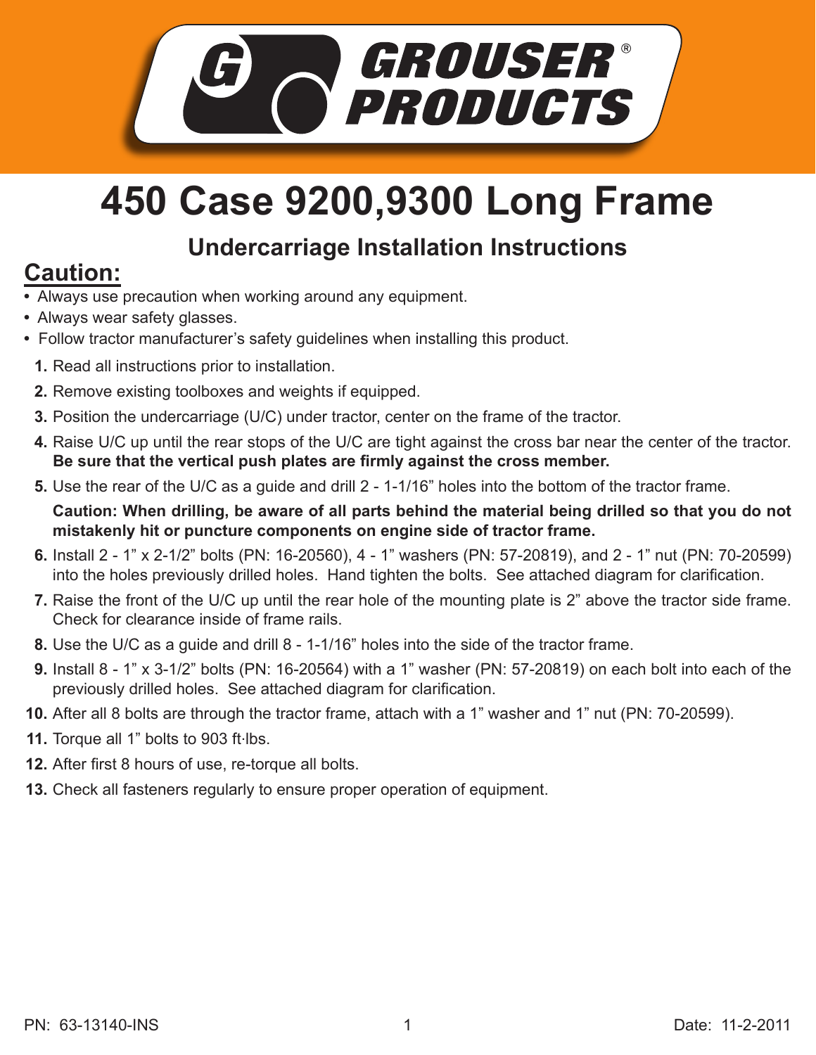GROUSER® PRODUCTS

# 450 Case 9200,9300 Long Frame

## Undercarriage Installation Instructions

## Caution:

- Always use precaution when working around any equipment.
- Always wear safety glasses.
- Follow tractor manufacturer's safety guidelines when installing this product.

1. Read all instructions prior to installation.
2. Remove existing toolboxes and weights if equipped.
3. Position the undercarriage (U/C) under tractor, center on the frame of the tractor.
4. Raise U/C up until the rear stops of the U/C are tight against the cross bar near the center of the tractor. **Be sure that the vertical push plates are firmly against the cross member.**
5. Use the rear of the U/C as a guide and drill 2 - 1-1/16" holes into the bottom of the tractor frame.

   **Caution: When drilling, be aware of all parts behind the material being drilled so that you do not mistakenly hit or puncture components on engine side of tractor frame.**
6. Install 2 - 1" x 2-1/2" bolts (PN: 16-20560), 4 - 1" washers (PN: 57-20819), and 2 - 1" nut (PN: 70-20599) into the holes previously drilled holes. Hand tighten the bolts. See attached diagram for clarification.
7. Raise the front of the U/C up until the rear hole of the mounting plate is 2" above the tractor side frame. Check for clearance inside of frame rails.
8. Use the U/C as a guide and drill 8 - 1-1/16" holes into the side of the tractor frame.
9. Install 8 - 1" x 3-1/2" bolts (PN: 16-20564) with a 1" washer (PN: 57-20819) on each bolt into each of the previously drilled holes. See attached diagram for clarification.
10. After all 8 bolts are through the tractor frame, attach with a 1" washer and 1" nut (PN: 70-20599).
11. Torque all 1" bolts to 903 ft·lbs.
12. After first 8 hours of use, re-torque all bolts.
13. Check all fasteners regularly to ensure proper operation of equipment.

PN: 63-13140-INS

Date: 11-2-2011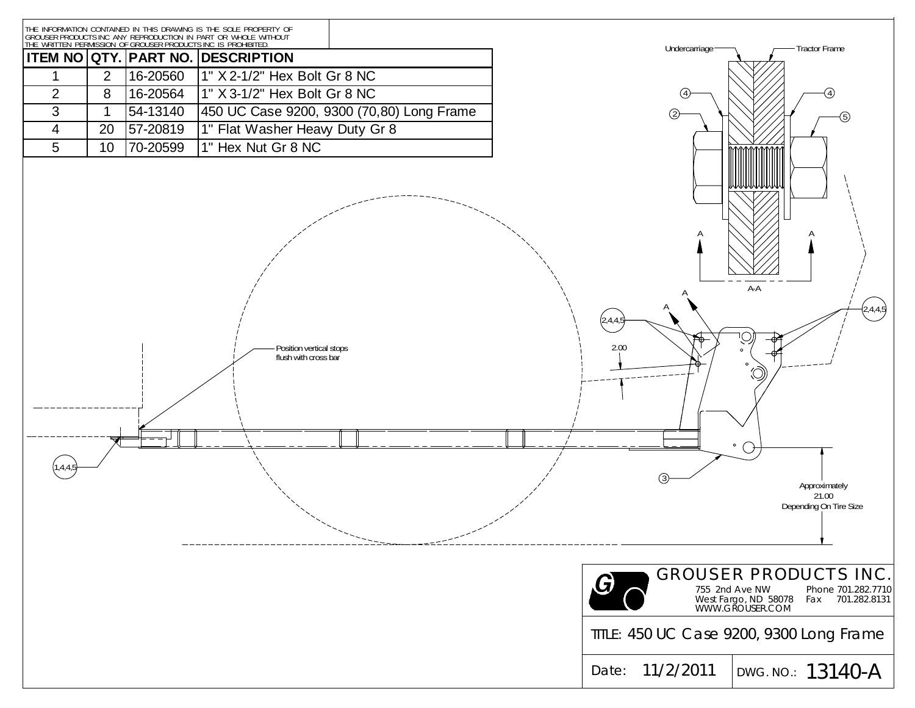THE INFORMATION CONTAINED IN THIS DRAWING IS THE SOLE PROPERTY OF GROUSER PRODUCTS INC ANY REPRODUCTION IN PART OR WHOLE WITHOUT THE WRITTEN PERMISSION OF GROUSER PRODUCTS INC IS PROHIBITED.

| ITEM NO | QTY. | PART NO. | DESCRIPTION |
|---|---|---|---|
| 1 | 2 | 16-20560 | 1" X 2-1/2" Hex Bolt Gr 8 NC |
| 2 | 8 | 16-20564 | 1" X 3-1/2" Hex Bolt Gr 8 NC |
| 3 | 1 | 54-13140 | 450 UC Case 9200, 9300 (70,80) Long Frame |
| 4 | 20 | 57-20819 | 1" Flat Washer Heavy Duty Gr 8 |
| 5 | 10 | 70-20599 | 1" Hex Nut Gr 8 NC |

Undercarriage

Tractor Frame

A-A

Position vertical stops flush with cross bar

2.00

Approximately 21.00 Depending On Tire Size

GROUSER PRODUCTS INC.
755 2nd Ave NW
West Fargo, ND 58078
WWW.GROUSER.COM
Phone 701.282.7710
Fax 701.282.8131

TITLE: 450 UC Case 9200, 9300 Long Frame

Date: 11/2/2011

DWG. NO.: 13140-A